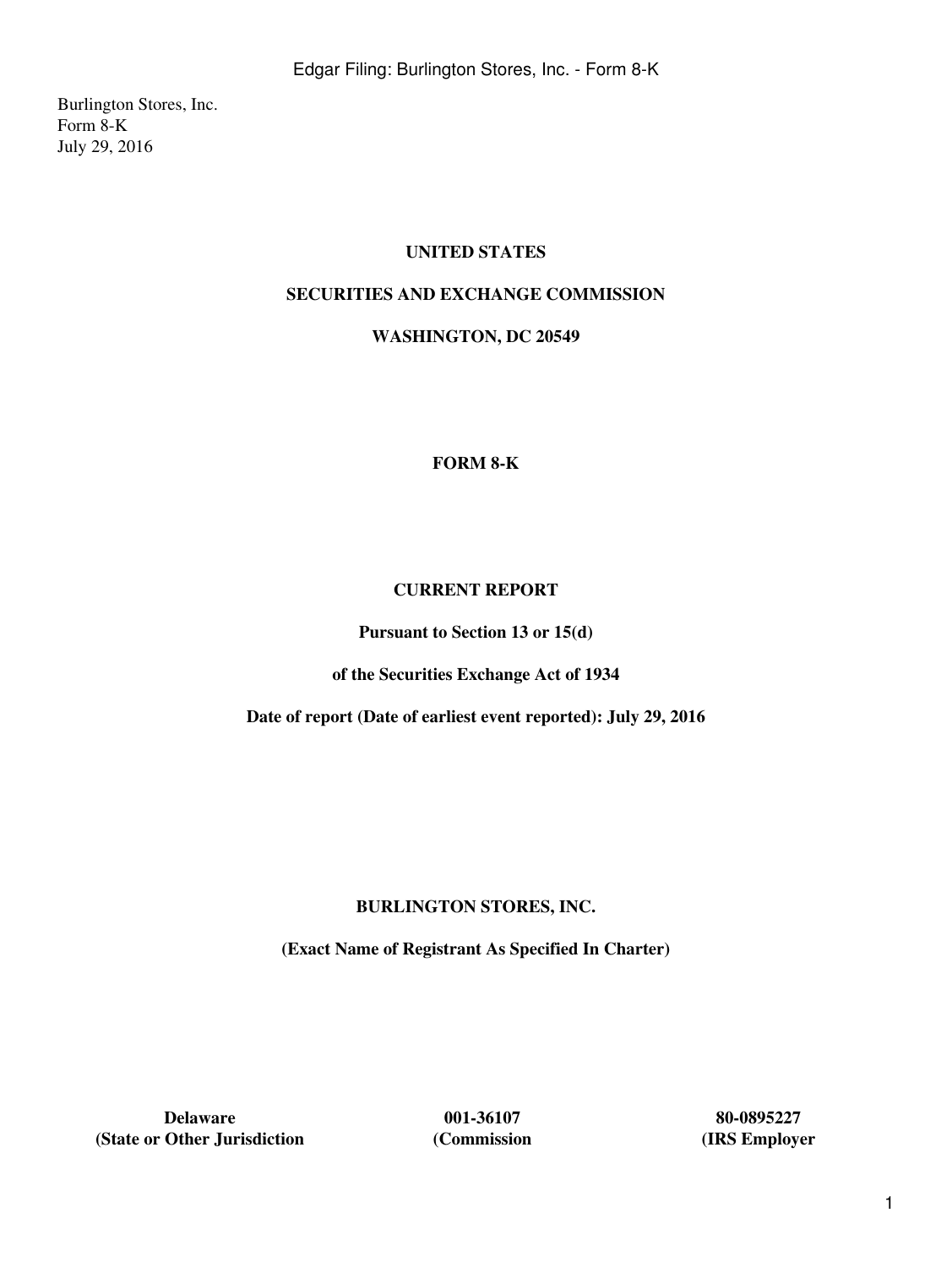Burlington Stores, Inc.
Form 8-K
July 29, 2016

**UNITED STATES**

**SECURITIES AND EXCHANGE COMMISSION**

**WASHINGTON, DC 20549**

**FORM 8-K**

**CURRENT REPORT**

**Pursuant to Section 13 or 15(d)**

**of the Securities Exchange Act of 1934**

**Date of report (Date of earliest event reported): July 29, 2016**

**BURLINGTON STORES, INC.**

**(Exact Name of Registrant As Specified In Charter)**

| **Delaware** | **001-36107** | **80-0895227** |
|---|---|---|
| **(State or Other Jurisdiction** | **(Commission** | **(IRS Employer** |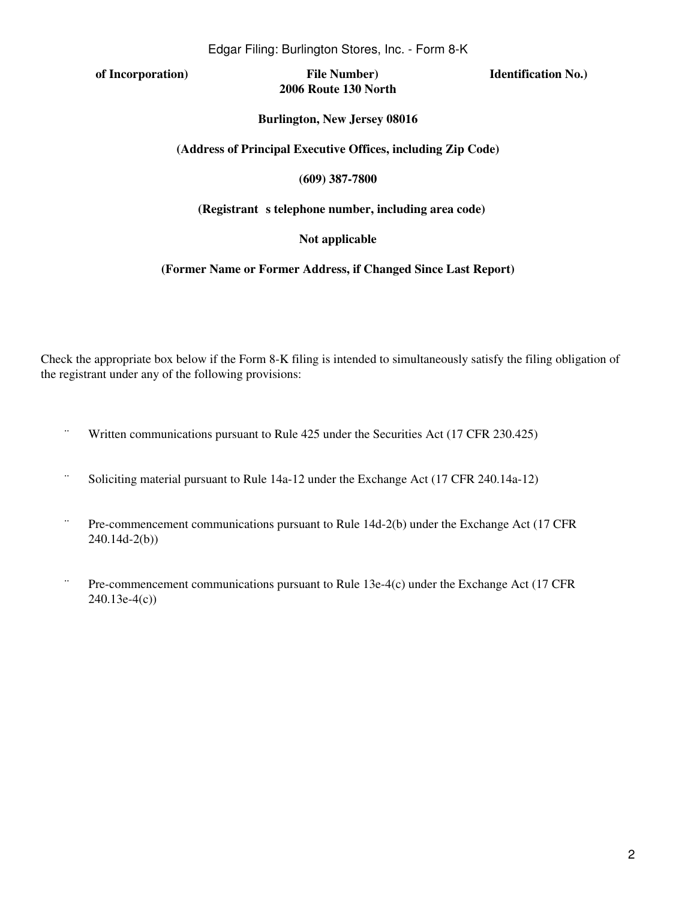| **of Incorporation)** | **File Number)** | **Identification No.)** |
|---|---|---|

**2006 Route 130 North**

**Burlington, New Jersey 08016**

**(Address of Principal Executive Offices, including Zip Code)**

**(609) 387-7800**

**(Registrant s telephone number, including area code)**

**Not applicable**

**(Former Name or Former Address, if Changed Since Last Report)**

Check the appropriate box below if the Form 8-K filing is intended to simultaneously satisfy the filing obligation of the registrant under any of the following provisions:

¨ Written communications pursuant to Rule 425 under the Securities Act (17 CFR 230.425)

¨ Soliciting material pursuant to Rule 14a-12 under the Exchange Act (17 CFR 240.14a-12)

¨ Pre-commencement communications pursuant to Rule 14d-2(b) under the Exchange Act (17 CFR 240.14d-2(b))

¨ Pre-commencement communications pursuant to Rule 13e-4(c) under the Exchange Act (17 CFR 240.13e-4(c))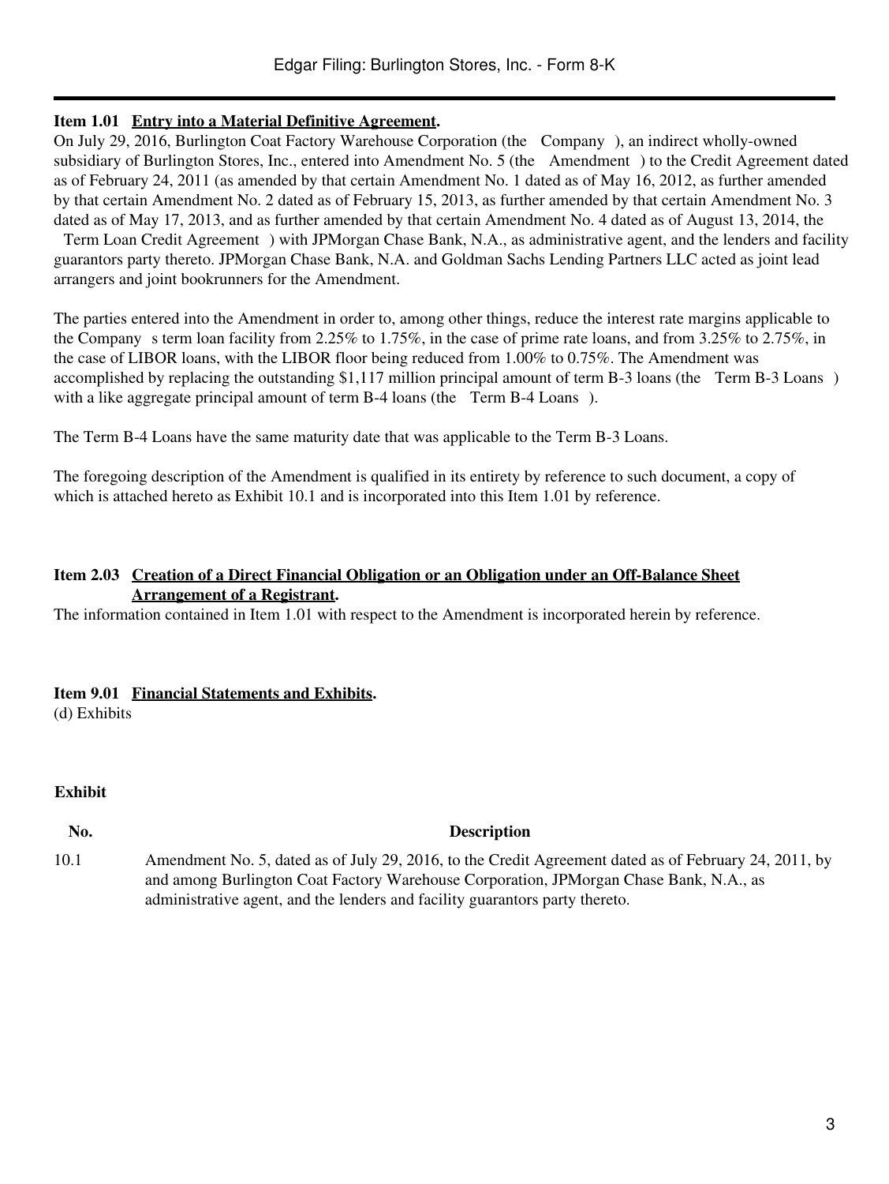**Item 1.01 Entry into a Material Definitive Agreement.**

On July 29, 2016, Burlington Coat Factory Warehouse Corporation (the Company ), an indirect wholly-owned subsidiary of Burlington Stores, Inc., entered into Amendment No. 5 (the Amendment ) to the Credit Agreement dated as of February 24, 2011 (as amended by that certain Amendment No. 1 dated as of May 16, 2012, as further amended by that certain Amendment No. 2 dated as of February 15, 2013, as further amended by that certain Amendment No. 3 dated as of May 17, 2013, and as further amended by that certain Amendment No. 4 dated as of August 13, 2014, the Term Loan Credit Agreement ) with JPMorgan Chase Bank, N.A., as administrative agent, and the lenders and facility guarantors party thereto. JPMorgan Chase Bank, N.A. and Goldman Sachs Lending Partners LLC acted as joint lead arrangers and joint bookrunners for the Amendment.

The parties entered into the Amendment in order to, among other things, reduce the interest rate margins applicable to the Company s term loan facility from 2.25% to 1.75%, in the case of prime rate loans, and from 3.25% to 2.75%, in the case of LIBOR loans, with the LIBOR floor being reduced from 1.00% to 0.75%. The Amendment was accomplished by replacing the outstanding $1,117 million principal amount of term B-3 loans (the Term B-3 Loans ) with a like aggregate principal amount of term B-4 loans (the Term B-4 Loans ).

The Term B-4 Loans have the same maturity date that was applicable to the Term B-3 Loans.

The foregoing description of the Amendment is qualified in its entirety by reference to such document, a copy of which is attached hereto as Exhibit 10.1 and is incorporated into this Item 1.01 by reference.

**Item 2.03 Creation of a Direct Financial Obligation or an Obligation under an Off-Balance Sheet Arrangement of a Registrant.**

The information contained in Item 1.01 with respect to the Amendment is incorporated herein by reference.

**Item 9.01 Financial Statements and Exhibits.**

(d) Exhibits

| Exhibit No. | Description |
| --- | --- |
| 10.1 | Amendment No. 5, dated as of July 29, 2016, to the Credit Agreement dated as of February 24, 2011, by and among Burlington Coat Factory Warehouse Corporation, JPMorgan Chase Bank, N.A., as administrative agent, and the lenders and facility guarantors party thereto. |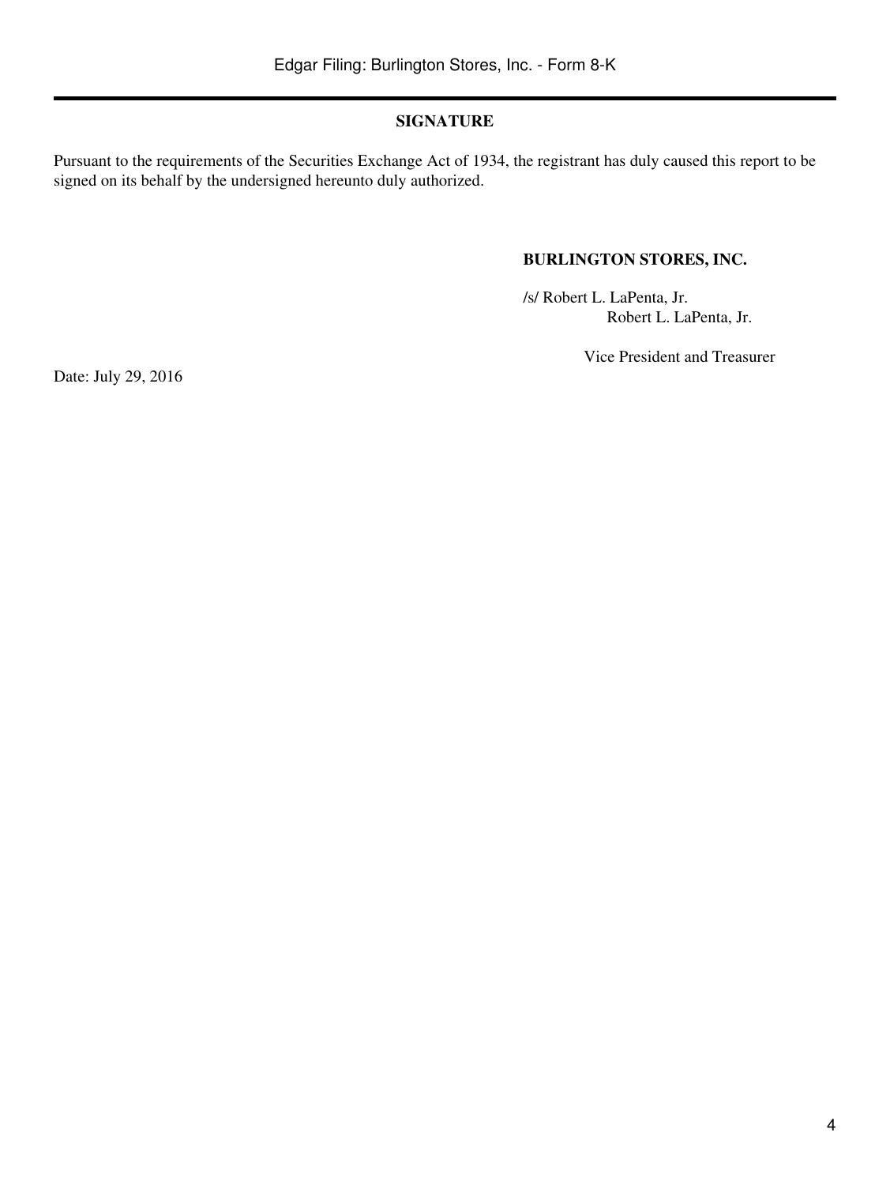## SIGNATURE

Pursuant to the requirements of the Securities Exchange Act of 1934, the registrant has duly caused this report to be signed on its behalf by the undersigned hereunto duly authorized.

**BURLINGTON STORES, INC.**

/s/ Robert L. LaPenta, Jr.
Robert L. LaPenta, Jr.

Vice President and Treasurer

Date: July 29, 2016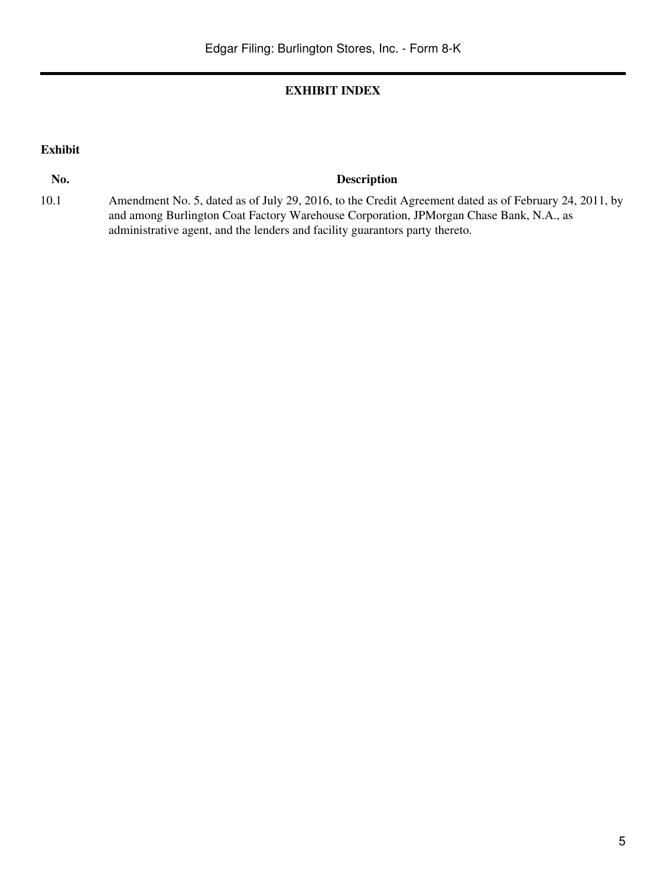## EXHIBIT INDEX

| Exhibit No. | Description |
| --- | --- |
| 10.1 | Amendment No. 5, dated as of July 29, 2016, to the Credit Agreement dated as of February 24, 2011, by and among Burlington Coat Factory Warehouse Corporation, JPMorgan Chase Bank, N.A., as administrative agent, and the lenders and facility guarantors party thereto. |